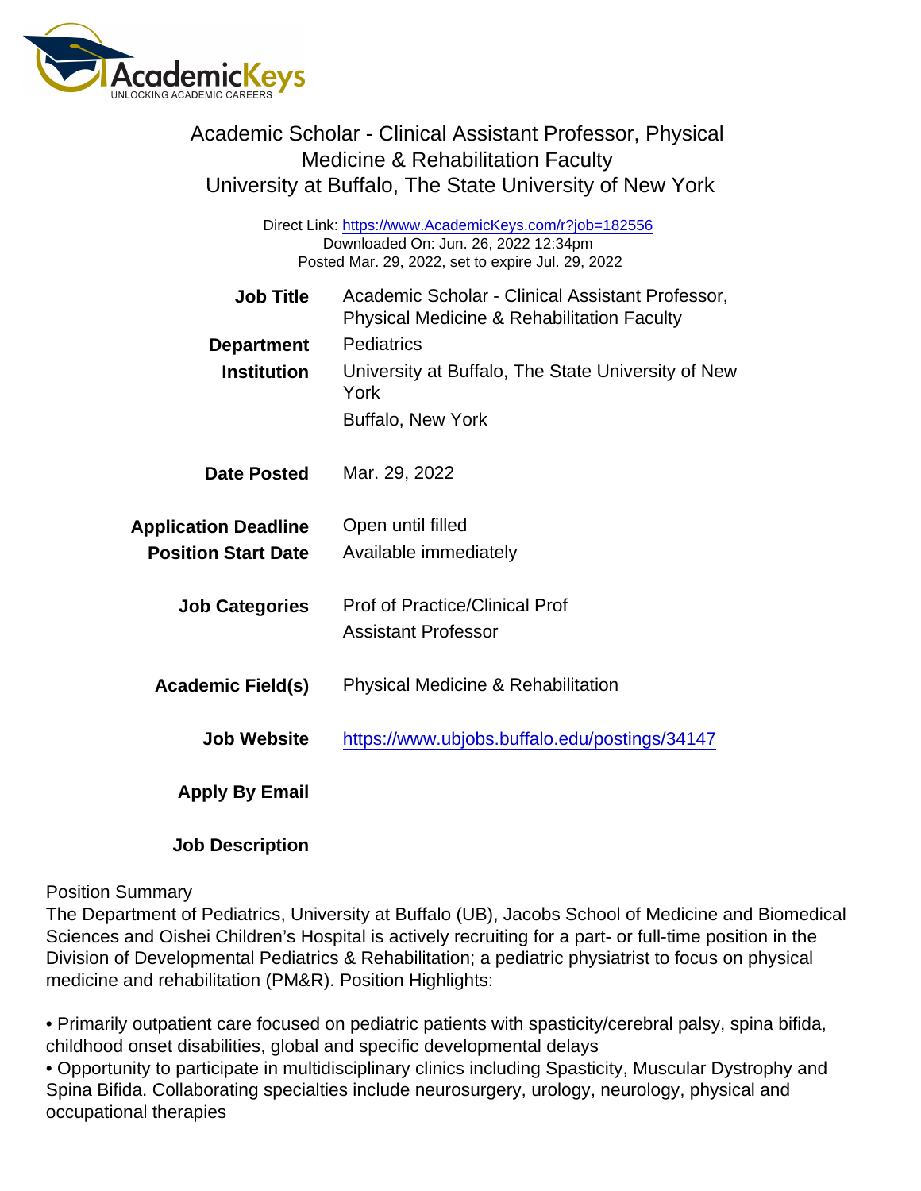# Academic Scholar - Clinical Assistant Professor, Physical Medicine & Rehabilitation Faculty

## University at Buffalo, The State University of New York

Direct Link: https://www.AcademicKeys.com/r?job=182556
Downloaded On: Jun. 26, 2022 12:34pm
Posted Mar. 29, 2022, set to expire Jul. 29, 2022

| | |
|---|---|
| **Job Title** | Academic Scholar - Clinical Assistant Professor, Physical Medicine & Rehabilitation Faculty |
| **Department** | Pediatrics |
| **Institution** | University at Buffalo, The State University of New York<br>Buffalo, New York |
| **Date Posted** | Mar. 29, 2022 |
| **Application Deadline** | Open until filled |
| **Position Start Date** | Available immediately |
| **Job Categories** | Prof of Practice/Clinical Prof<br>Assistant Professor |
| **Academic Field(s)** | Physical Medicine & Rehabilitation |
| **Job Website** | https://www.ubjobs.buffalo.edu/postings/34147 |
| **Apply By Email** | |
| **Job Description** | |

Position Summary
The Department of Pediatrics, University at Buffalo (UB), Jacobs School of Medicine and Biomedical Sciences and Oishei Children's Hospital is actively recruiting for a part- or full-time position in the Division of Developmental Pediatrics & Rehabilitation; a pediatric physiatrist to focus on physical medicine and rehabilitation (PM&R). Position Highlights:

- Primarily outpatient care focused on pediatric patients with spasticity/cerebral palsy, spina bifida, childhood onset disabilities, global and specific developmental delays
- Opportunity to participate in multidisciplinary clinics including Spasticity, Muscular Dystrophy and Spina Bifida. Collaborating specialties include neurosurgery, urology, neurology, physical and occupational therapies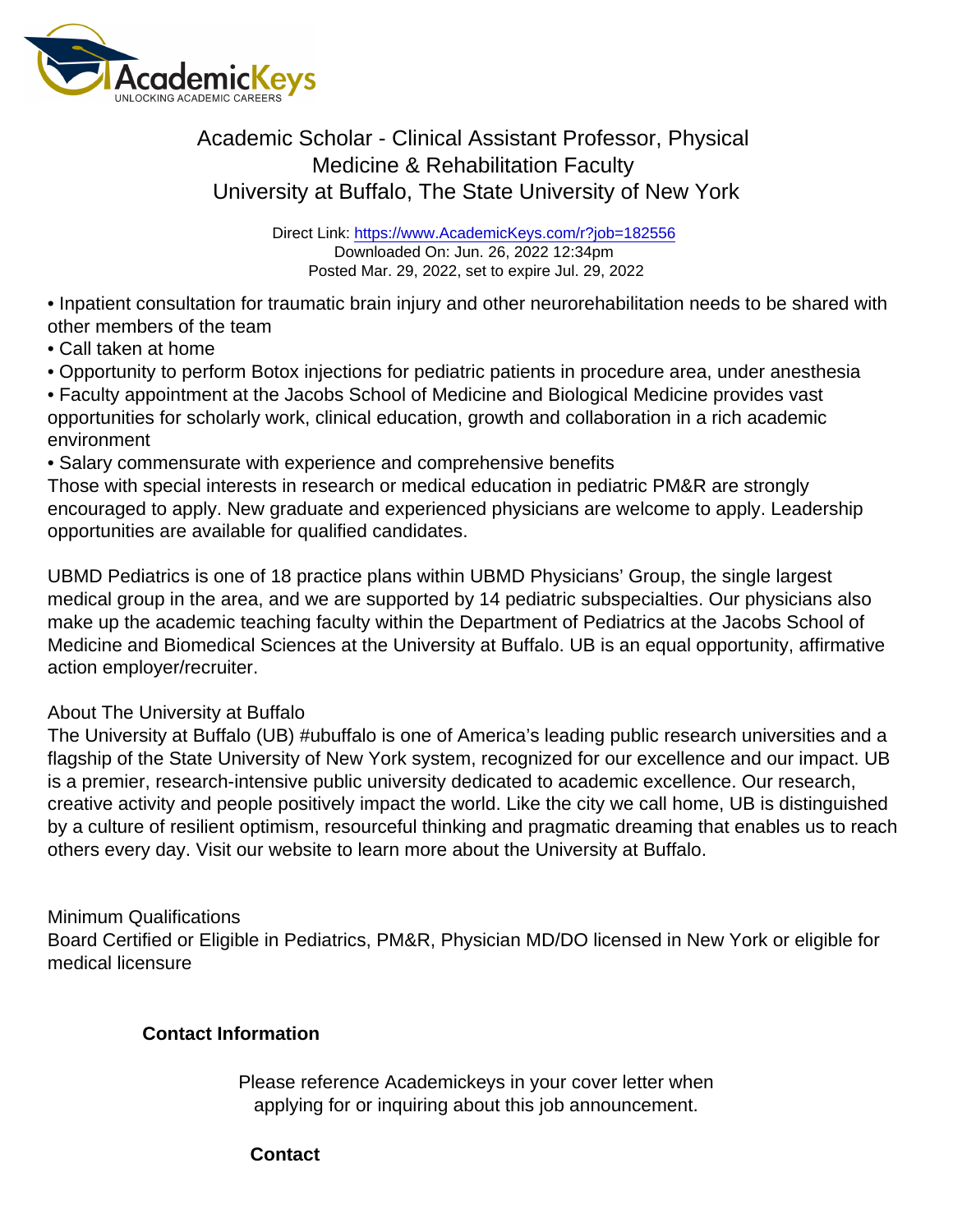# Academic Scholar - Clinical Assistant Professor, Physical Medicine & Rehabilitation Faculty
## University at Buffalo, The State University of New York

Direct Link: https://www.AcademicKeys.com/r?job=182556
Downloaded On: Jun. 26, 2022 12:34pm
Posted Mar. 29, 2022, set to expire Jul. 29, 2022

- Inpatient consultation for traumatic brain injury and other neurorehabilitation needs to be shared with other members of the team
- Call taken at home
- Opportunity to perform Botox injections for pediatric patients in procedure area, under anesthesia
- Faculty appointment at the Jacobs School of Medicine and Biological Medicine provides vast opportunities for scholarly work, clinical education, growth and collaboration in a rich academic environment
- Salary commensurate with experience and comprehensive benefits

Those with special interests in research or medical education in pediatric PM&R are strongly encouraged to apply. New graduate and experienced physicians are welcome to apply. Leadership opportunities are available for qualified candidates.

UBMD Pediatrics is one of 18 practice plans within UBMD Physicians' Group, the single largest medical group in the area, and we are supported by 14 pediatric subspecialties. Our physicians also make up the academic teaching faculty within the Department of Pediatrics at the Jacobs School of Medicine and Biomedical Sciences at the University at Buffalo. UB is an equal opportunity, affirmative action employer/recruiter.

About The University at Buffalo
The University at Buffalo (UB) #ubuffalo is one of America's leading public research universities and a flagship of the State University of New York system, recognized for our excellence and our impact. UB is a premier, research-intensive public university dedicated to academic excellence. Our research, creative activity and people positively impact the world. Like the city we call home, UB is distinguished by a culture of resilient optimism, resourceful thinking and pragmatic dreaming that enables us to reach others every day. Visit our website to learn more about the University at Buffalo.

Minimum Qualifications
Board Certified or Eligible in Pediatrics, PM&R, Physician MD/DO licensed in New York or eligible for medical licensure

**Contact Information**

Please reference Academickeys in your cover letter when applying for or inquiring about this job announcement.

**Contact**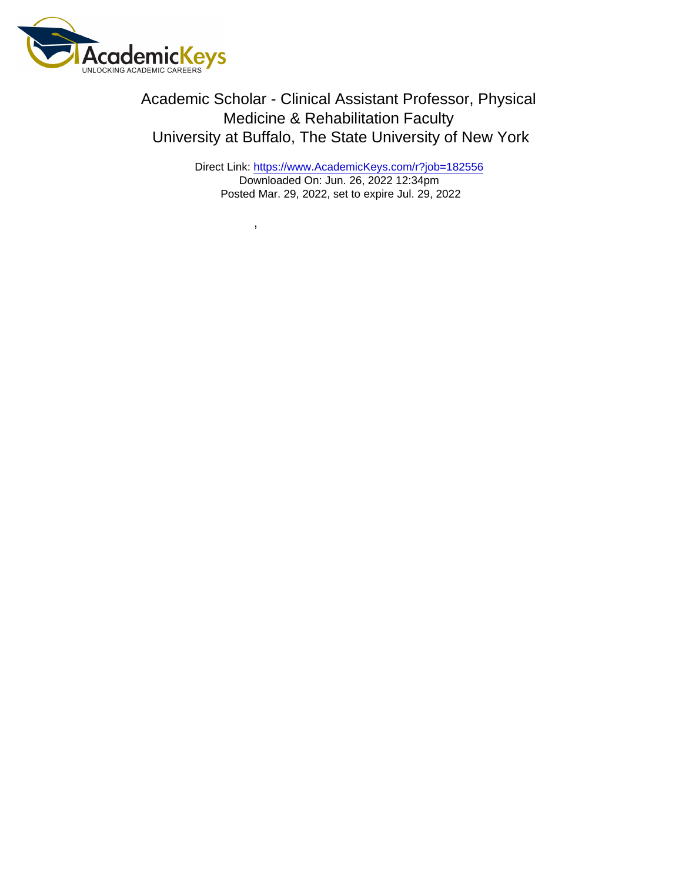Academic Scholar - Clinical Assistant Professor, Physical Medicine & Rehabilitation Faculty
University at Buffalo, The State University of New York

Direct Link: https://www.AcademicKeys.com/r?job=182556
Downloaded On: Jun. 26, 2022 12:34pm
Posted Mar. 29, 2022, set to expire Jul. 29, 2022

,